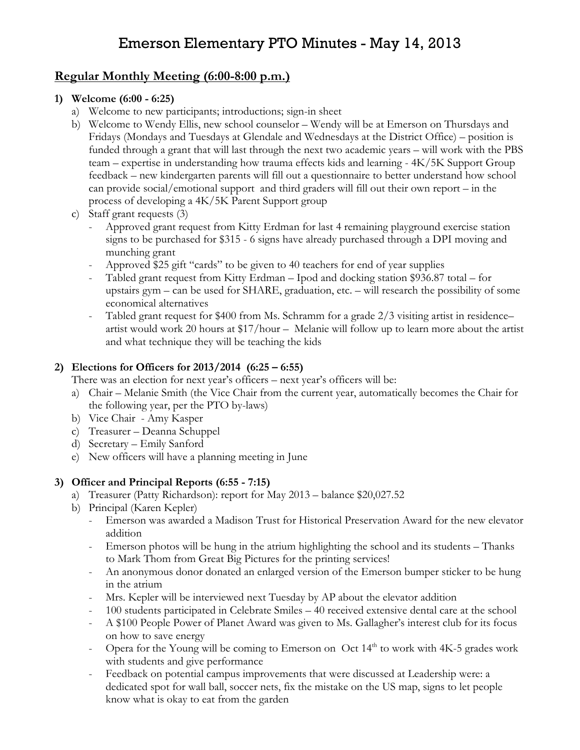# Emerson Elementary PTO Minutes - May 14, 2013

## Regular Monthly Meeting (6:00-8:00 p.m.)

1) **Welcome (6:00 - 6:25)**
   a) Welcome to new participants; introductions; sign-in sheet
   b) Welcome to Wendy Ellis, new school counselor – Wendy will be at Emerson on Thursdays and Fridays (Mondays and Tuesdays at Glendale and Wednesdays at the District Office) – position is funded through a grant that will last through the next two academic years – will work with the PBS team – expertise in understanding how trauma effects kids and learning - 4K/5K Support Group feedback – new kindergarten parents will fill out a questionnaire to better understand how school can provide social/emotional support and third graders will fill out their own report – in the process of developing a 4K/5K Parent Support group
   c) Staff grant requests (3)
      - Approved grant request from Kitty Erdman for last 4 remaining playground exercise station signs to be purchased for $315 - 6 signs have already purchased through a DPI moving and munching grant
      - Approved $25 gift "cards" to be given to 40 teachers for end of year supplies
      - Tabled grant request from Kitty Erdman – Ipod and docking station $936.87 total – for upstairs gym – can be used for SHARE, graduation, etc. – will research the possibility of some economical alternatives
      - Tabled grant request for $400 from Ms. Schramm for a grade 2/3 visiting artist in residence– artist would work 20 hours at $17/hour – Melanie will follow up to learn more about the artist and what technique they will be teaching the kids

2) **Elections for Officers for 2013/2014 (6:25 – 6:55)**
   There was an election for next year's officers – next year's officers will be:
   a) Chair – Melanie Smith (the Vice Chair from the current year, automatically becomes the Chair for the following year, per the PTO by-laws)
   b) Vice Chair - Amy Kasper
   c) Treasurer – Deanna Schuppel
   d) Secretary – Emily Sanford
   e) New officers will have a planning meeting in June

3) **Officer and Principal Reports (6:55 - 7:15)**
   a) Treasurer (Patty Richardson): report for May 2013 – balance $20,027.52
   b) Principal (Karen Kepler)
      - Emerson was awarded a Madison Trust for Historical Preservation Award for the new elevator addition
      - Emerson photos will be hung in the atrium highlighting the school and its students – Thanks to Mark Thom from Great Big Pictures for the printing services!
      - An anonymous donor donated an enlarged version of the Emerson bumper sticker to be hung in the atrium
      - Mrs. Kepler will be interviewed next Tuesday by AP about the elevator addition
      - 100 students participated in Celebrate Smiles – 40 received extensive dental care at the school
      - A $100 People Power of Planet Award was given to Ms. Gallagher's interest club for its focus on how to save energy
      - Opera for the Young will be coming to Emerson on Oct 14th to work with 4K-5 grades work with students and give performance
      - Feedback on potential campus improvements that were discussed at Leadership were: a dedicated spot for wall ball, soccer nets, fix the mistake on the US map, signs to let people know what is okay to eat from the garden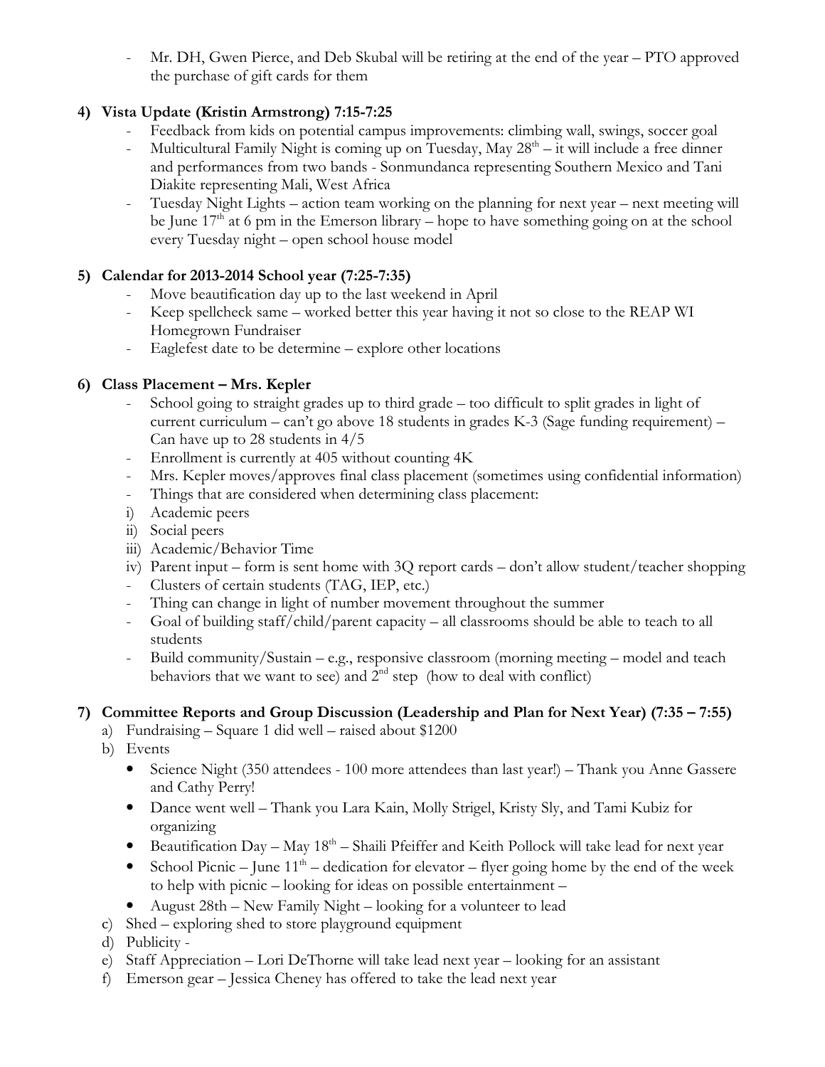- Mr. DH, Gwen Pierce, and Deb Skubal will be retiring at the end of the year – PTO approved the purchase of gift cards for them

**4) Vista Update (Kristin Armstrong) 7:15-7:25**

- Feedback from kids on potential campus improvements: climbing wall, swings, soccer goal
- Multicultural Family Night is coming up on Tuesday, May 28th – it will include a free dinner and performances from two bands - Sonmundanca representing Southern Mexico and Tani Diakite representing Mali, West Africa
- Tuesday Night Lights – action team working on the planning for next year – next meeting will be June 17th at 6 pm in the Emerson library – hope to have something going on at the school every Tuesday night – open school house model

**5) Calendar for 2013-2014 School year (7:25-7:35)**

- Move beautification day up to the last weekend in April
- Keep spellcheck same – worked better this year having it not so close to the REAP WI Homegrown Fundraiser
- Eaglefest date to be determine – explore other locations

**6) Class Placement – Mrs. Kepler**

- School going to straight grades up to third grade – too difficult to split grades in light of current curriculum – can't go above 18 students in grades K-3 (Sage funding requirement) – Can have up to 28 students in 4/5
- Enrollment is currently at 405 without counting 4K
- Mrs. Kepler moves/approves final class placement (sometimes using confidential information)
- Things that are considered when determining class placement:
  i) Academic peers
  ii) Social peers
  iii) Academic/Behavior Time
  iv) Parent input – form is sent home with 3Q report cards – don't allow student/teacher shopping
- Clusters of certain students (TAG, IEP, etc.)
- Thing can change in light of number movement throughout the summer
- Goal of building staff/child/parent capacity – all classrooms should be able to teach to all students
- Build community/Sustain – e.g., responsive classroom (morning meeting – model and teach behaviors that we want to see) and 2nd step (how to deal with conflict)

**7) Committee Reports and Group Discussion (Leadership and Plan for Next Year) (7:35 – 7:55)**

a) Fundraising – Square 1 did well – raised about $1200
b) Events
   - Science Night (350 attendees - 100 more attendees than last year!) – Thank you Anne Gassere and Cathy Perry!
   - Dance went well – Thank you Lara Kain, Molly Strigel, Kristy Sly, and Tami Kubiz for organizing
   - Beautification Day – May 18th – Shaili Pfeiffer and Keith Pollock will take lead for next year
   - School Picnic – June 11th – dedication for elevator – flyer going home by the end of the week to help with picnic – looking for ideas on possible entertainment –
   - August 28th – New Family Night – looking for a volunteer to lead
c) Shed – exploring shed to store playground equipment
d) Publicity -
e) Staff Appreciation – Lori DeThorne will take lead next year – looking for an assistant
f) Emerson gear – Jessica Cheney has offered to take the lead next year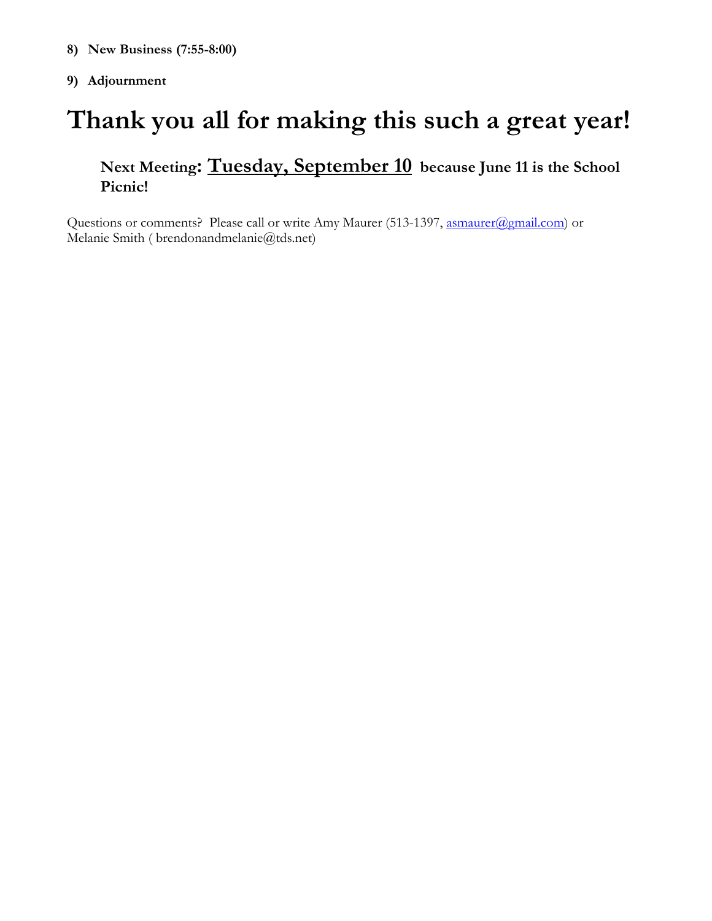**8) New Business (7:55-8:00)**

**9) Adjournment**

# Thank you all for making this such a great year!

**Next Meeting: <u>Tuesday, September 10</u> because June 11 is the School Picnic!**

Questions or comments? Please call or write Amy Maurer (513-1397, asmaurer@gmail.com) or Melanie Smith ( brendonandmelanie@tds.net)